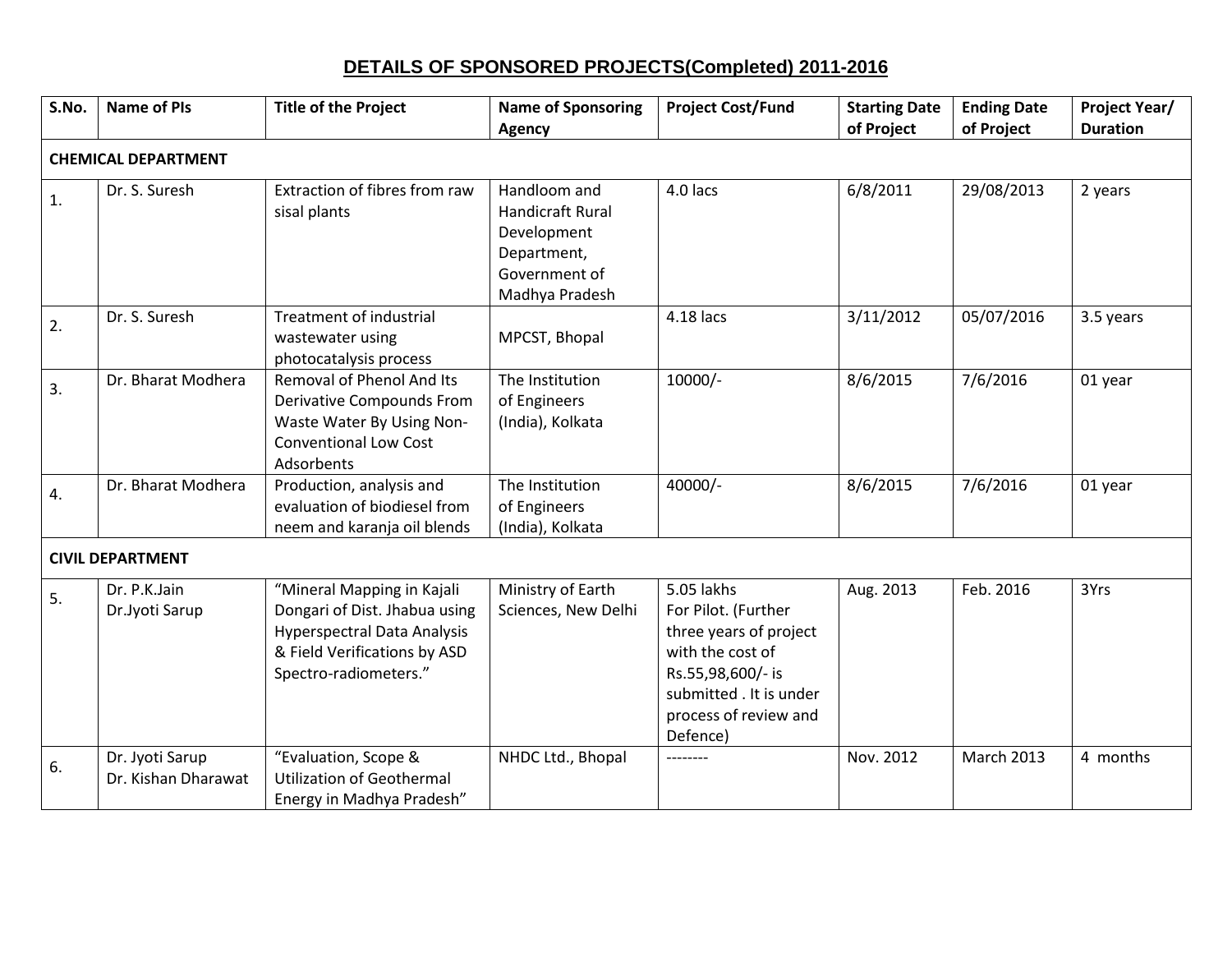# DETAILS OF SPONSORED PROJECTS(Completed) 2011-2016

| S.No. | Name of PIs | Title of the Project | Name of Sponsoring Agency | Project Cost/Fund | Starting Date of Project | Ending Date of Project | Project Year/ Duration |
|---|---|---|---|---|---|---|---|
| **CHEMICAL DEPARTMENT** | | | | | | | |
| 1. | Dr. S. Suresh | Extraction of fibres from raw sisal plants | Handloom and Handicraft Rural Development Department, Government of Madhya Pradesh | 4.0 lacs | 6/8/2011 | 29/08/2013 | 2 years |
| 2. | Dr. S. Suresh | Treatment of industrial wastewater using photocatalysis process | MPCST, Bhopal | 4.18 lacs | 3/11/2012 | 05/07/2016 | 3.5 years |
| 3. | Dr. Bharat Modhera | Removal of Phenol And Its Derivative Compounds From Waste Water By Using Non-Conventional Low Cost Adsorbents | The Institution of Engineers (India), Kolkata | 10000/- | 8/6/2015 | 7/6/2016 | 01 year |
| 4. | Dr. Bharat Modhera | Production, analysis and evaluation of biodiesel from neem and karanja oil blends | The Institution of Engineers (India), Kolkata | 40000/- | 8/6/2015 | 7/6/2016 | 01 year |
| **CIVIL DEPARTMENT** | | | | | | | |
| 5. | Dr. P.K.Jain<br>Dr.Jyoti Sarup | "Mineral Mapping in Kajali Dongari of Dist. Jhabua using Hyperspectral Data Analysis & Field Verifications by ASD Spectro-radiometers." | Ministry of Earth Sciences, New Delhi | 5.05 lakhs For Pilot. (Further three years of project with the cost of Rs.55,98,600/- is submitted . It is under process of review and Defence) | Aug. 2013 | Feb. 2016 | 3Yrs |
| 6. | Dr. Jyoti Sarup<br>Dr. Kishan Dharawat | "Evaluation, Scope & Utilization of Geothermal Energy in Madhya Pradesh" | NHDC Ltd., Bhopal | -------- | Nov. 2012 | March 2013 | 4 months |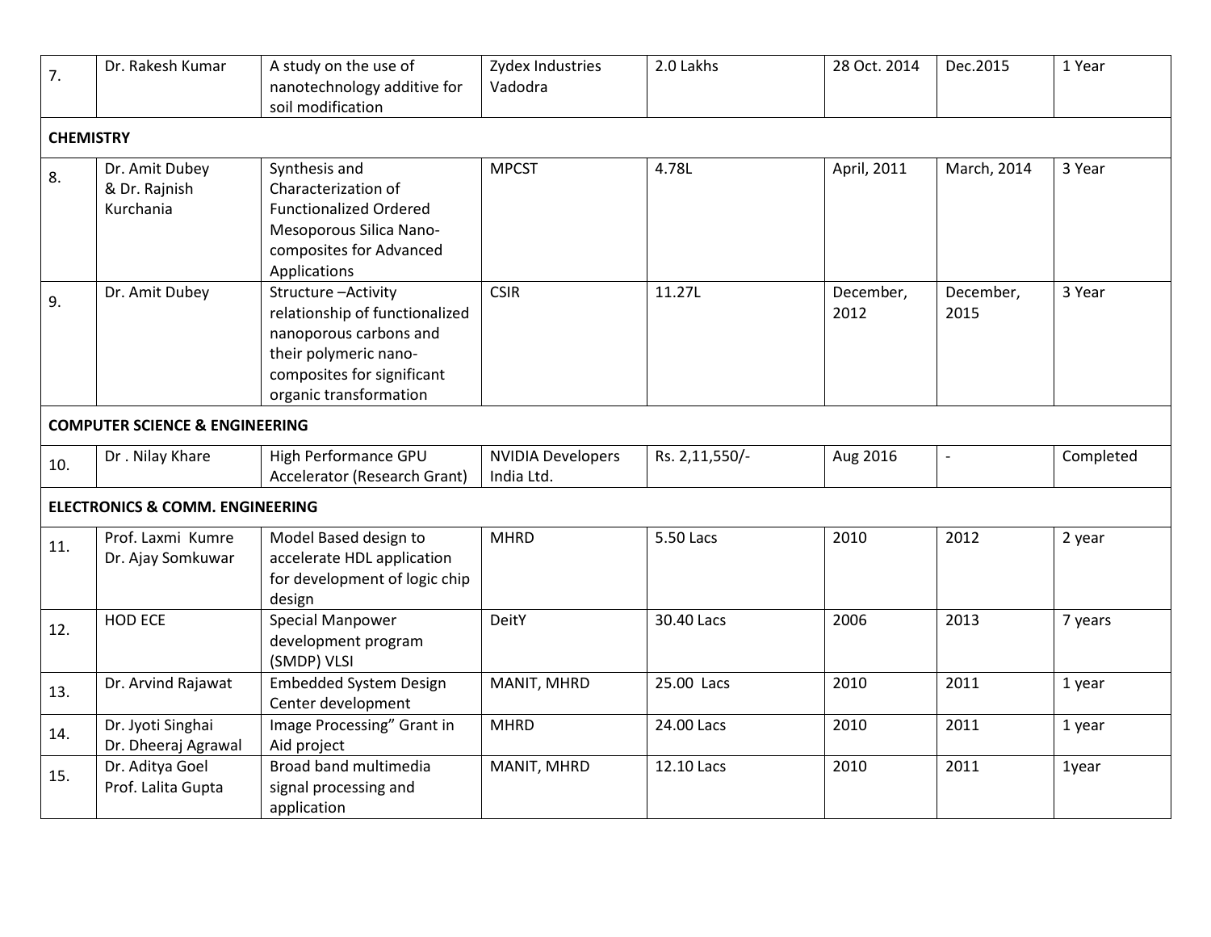| 7. | Dr. Rakesh Kumar | A study on the use of nanotechnology additive for soil modification | Zydex Industries Vadodra | 2.0 Lakhs | 28 Oct. 2014 | Dec.2015 | 1 Year |
|---|---|---|---|---|---|---|---|
| **CHEMISTRY** | | | | | | | |
| 8. | Dr. Amit Dubey & Dr. Rajnish Kurchania | Synthesis and Characterization of Functionalized Ordered Mesoporous Silica Nano-composites for Advanced Applications | MPCST | 4.78L | April, 2011 | March, 2014 | 3 Year |
| 9. | Dr. Amit Dubey | Structure –Activity relationship of functionalized nanoporous carbons and their polymeric nano-composites for significant organic transformation | CSIR | 11.27L | December, 2012 | December, 2015 | 3 Year |
| **COMPUTER SCIENCE & ENGINEERING** | | | | | | | |
| 10. | Dr . Nilay Khare | High Performance GPU Accelerator (Research Grant) | NVIDIA Developers India Ltd. | Rs. 2,11,550/- | Aug 2016 | - | Completed |
| **ELECTRONICS & COMM. ENGINEERING** | | | | | | | |
| 11. | Prof. Laxmi Kumre Dr. Ajay Somkuwar | Model Based design to accelerate HDL application for development of logic chip design | MHRD | 5.50 Lacs | 2010 | 2012 | 2 year |
| 12. | HOD ECE | Special Manpower development program (SMDP) VLSI | DeitY | 30.40 Lacs | 2006 | 2013 | 7 years |
| 13. | Dr. Arvind Rajawat | Embedded System Design Center development | MANIT, MHRD | 25.00 Lacs | 2010 | 2011 | 1 year |
| 14. | Dr. Jyoti Singhai Dr. Dheeraj Agrawal | Image Processing" Grant in Aid project | MHRD | 24.00 Lacs | 2010 | 2011 | 1 year |
| 15. | Dr. Aditya Goel Prof. Lalita Gupta | Broad band multimedia signal processing and application | MANIT, MHRD | 12.10 Lacs | 2010 | 2011 | 1year |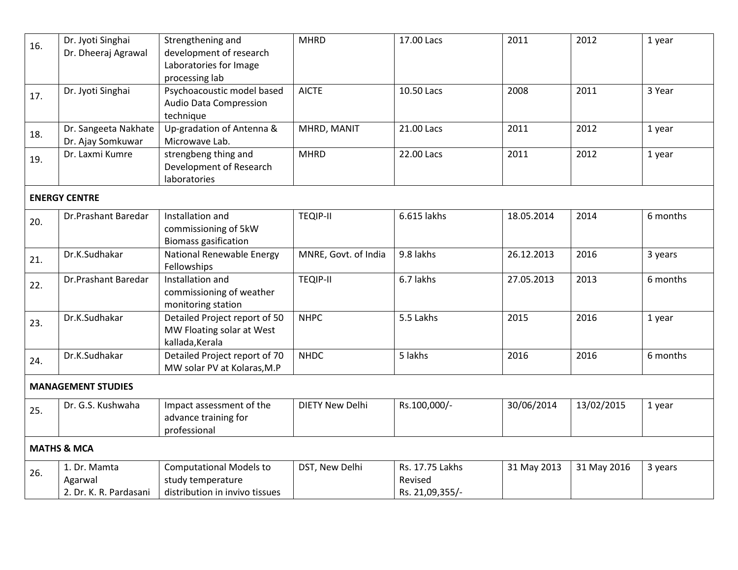| | | | | | | | |
|---|---|---|---|---|---|---|---|
| 16. | Dr. Jyoti Singhai<br>Dr. Dheeraj Agrawal | Strengthening and development of research Laboratories for Image processing lab | MHRD | 17.00 Lacs | 2011 | 2012 | 1 year |
| 17. | Dr. Jyoti Singhai | Psychoacoustic model based Audio Data Compression technique | AICTE | 10.50 Lacs | 2008 | 2011 | 3 Year |
| 18. | Dr. Sangeeta Nakhate<br>Dr. Ajay Somkuwar | Up-gradation of Antenna & Microwave Lab. | MHRD, MANIT | 21.00 Lacs | 2011 | 2012 | 1 year |
| 19. | Dr. Laxmi Kumre | strengbeng thing and Development of Research laboratories | MHRD | 22.00 Lacs | 2011 | 2012 | 1 year |
| **ENERGY CENTRE** | | | | | | | |
| 20. | Dr.Prashant Baredar | Installation and commissioning of 5kW Biomass gasification | TEQIP-II | 6.615 lakhs | 18.05.2014 | 2014 | 6 months |
| 21. | Dr.K.Sudhakar | National Renewable Energy Fellowships | MNRE, Govt. of India | 9.8 lakhs | 26.12.2013 | 2016 | 3 years |
| 22. | Dr.Prashant Baredar | Installation and commissioning of weather monitoring station | TEQIP-II | 6.7 lakhs | 27.05.2013 | 2013 | 6 months |
| 23. | Dr.K.Sudhakar | Detailed Project report of 50 MW Floating solar at West kallada,Kerala | NHPC | 5.5 Lakhs | 2015 | 2016 | 1 year |
| 24. | Dr.K.Sudhakar | Detailed Project report of 70 MW solar PV at Kolaras,M.P | NHDC | 5 lakhs | 2016 | 2016 | 6 months |
| **MANAGEMENT STUDIES** | | | | | | | |
| 25. | Dr. G.S. Kushwaha | Impact assessment of the advance training for professional | DIETY New Delhi | Rs.100,000/- | 30/06/2014 | 13/02/2015 | 1 year |
| **MATHS & MCA** | | | | | | | |
| 26. | 1. Dr. Mamta Agarwal<br>2. Dr. K. R. Pardasani | Computational Models to study temperature distribution in invivo tissues | DST, New Delhi | Rs. 17.75 Lakhs Revised Rs. 21,09,355/- | 31 May 2013 | 31 May 2016 | 3 years |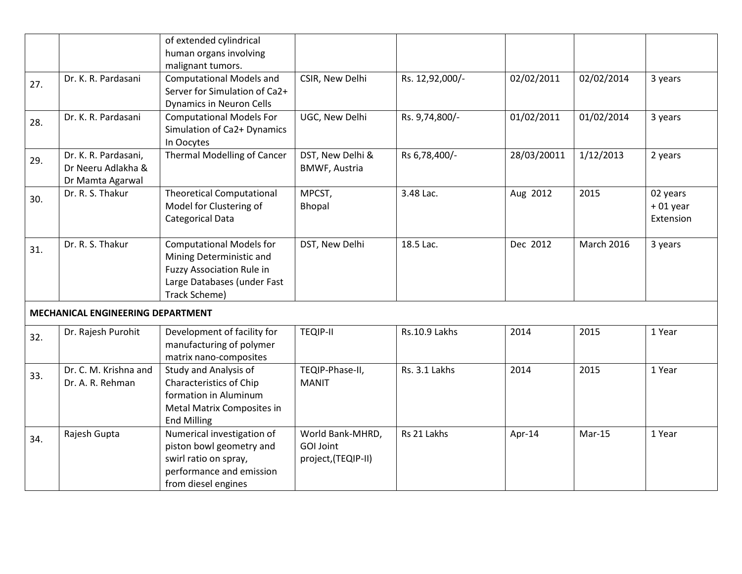| | | | | | | | |
|---|---|---|---|---|---|---|---|
| | | of extended cylindrical human organs involving malignant tumors. | | | | | |
| 27. | Dr. K. R. Pardasani | Computational Models and Server for Simulation of Ca2+ Dynamics in Neuron Cells | CSIR, New Delhi | Rs. 12,92,000/- | 02/02/2011 | 02/02/2014 | 3 years |
| 28. | Dr. K. R. Pardasani | Computational Models For Simulation of Ca2+ Dynamics In Oocytes | UGC, New Delhi | Rs. 9,74,800/- | 01/02/2011 | 01/02/2014 | 3 years |
| 29. | Dr. K. R. Pardasani, Dr Neeru Adlakha & Dr Mamta Agarwal | Thermal Modelling of Cancer | DST, New Delhi & BMWF, Austria | Rs 6,78,400/- | 28/03/20011 | 1/12/2013 | 2 years |
| 30. | Dr. R. S. Thakur | Theoretical Computational Model for Clustering of Categorical Data | MPCST, Bhopal | 3.48 Lac. | Aug 2012 | 2015 | 02 years + 01 year Extension |
| 31. | Dr. R. S. Thakur | Computational Models for Mining Deterministic and Fuzzy Association Rule in Large Databases (under Fast Track Scheme) | DST, New Delhi | 18.5 Lac. | Dec 2012 | March 2016 | 3 years |
| **MECHANICAL ENGINEERING DEPARTMENT** | | | | | | | |
| 32. | Dr. Rajesh Purohit | Development of facility for manufacturing of polymer matrix nano-composites | TEQIP-II | Rs.10.9 Lakhs | 2014 | 2015 | 1 Year |
| 33. | Dr. C. M. Krishna and Dr. A. R. Rehman | Study and Analysis of Characteristics of Chip formation in Aluminum Metal Matrix Composites in End Milling | TEQIP-Phase-II, MANIT | Rs. 3.1 Lakhs | 2014 | 2015 | 1 Year |
| 34. | Rajesh Gupta | Numerical investigation of piston bowl geometry and swirl ratio on spray, performance and emission from diesel engines | World Bank-MHRD, GOI Joint project,(TEQIP-II) | Rs 21 Lakhs | Apr-14 | Mar-15 | 1 Year |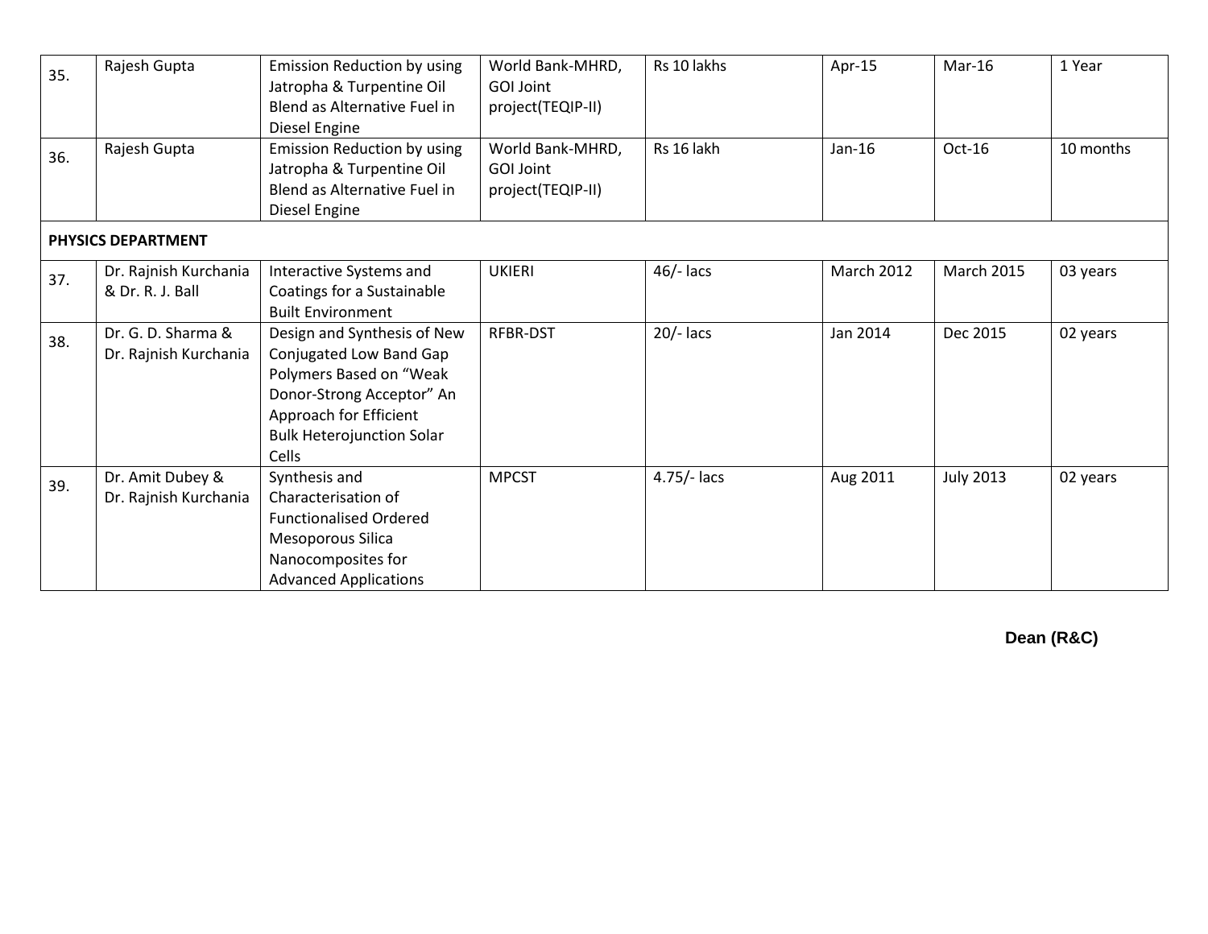| | | | | | | | |
|---|---|---|---|---|---|---|---|
| 35. | Rajesh Gupta | Emission Reduction by using Jatropha & Turpentine Oil Blend as Alternative Fuel in Diesel Engine | World Bank-MHRD, GOI Joint project(TEQIP-II) | Rs 10 lakhs | Apr-15 | Mar-16 | 1 Year |
| 36. | Rajesh Gupta | Emission Reduction by using Jatropha & Turpentine Oil Blend as Alternative Fuel in Diesel Engine | World Bank-MHRD, GOI Joint project(TEQIP-II) | Rs 16 lakh | Jan-16 | Oct-16 | 10 months |
| **PHYSICS DEPARTMENT** | | | | | | | |
| 37. | Dr. Rajnish Kurchania & Dr. R. J. Ball | Interactive Systems and Coatings for a Sustainable Built Environment | UKIERI | 46/- lacs | March 2012 | March 2015 | 03 years |
| 38. | Dr. G. D. Sharma & Dr. Rajnish Kurchania | Design and Synthesis of New Conjugated Low Band Gap Polymers Based on "Weak Donor-Strong Acceptor" An Approach for Efficient Bulk Heterojunction Solar Cells | RFBR-DST | 20/- lacs | Jan 2014 | Dec 2015 | 02 years |
| 39. | Dr. Amit Dubey & Dr. Rajnish Kurchania | Synthesis and Characterisation of Functionalised Ordered Mesoporous Silica Nanocomposites for Advanced Applications | MPCST | 4.75/- lacs | Aug 2011 | July 2013 | 02 years |

**Dean (R&C)**